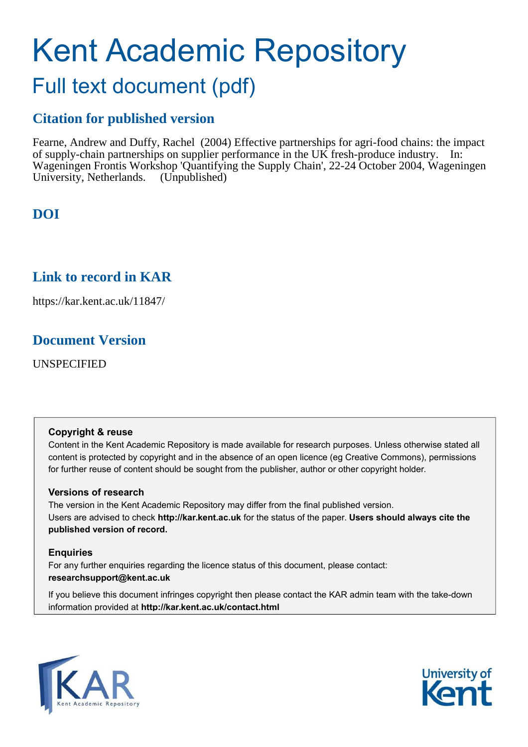# Kent Academic Repository

## Full text document (pdf)

## Citation for published version

Fearne, Andrew and Duffy, Rachel (2004) Effective partnerships for agri-food chains: the impact of supply-chain partnerships on supplier performance in the UK fresh-produce industry. In: Wageningen Frontis Workshop 'Quantifying the Supply Chain', 22-24 October 2004, Wageningen University, Netherlands. (Unpublished)

## DOI

## Link to record in KAR

https://kar.kent.ac.uk/11847/

## Document Version

UNSPECIFIED

### Copyright & reuse

Content in the Kent Academic Repository is made available for research purposes. Unless otherwise stated all content is protected by copyright and in the absence of an open licence (eg Creative Commons), permissions for further reuse of content should be sought from the publisher, author or other copyright holder.

### Versions of research

The version in the Kent Academic Repository may differ from the final published version. Users are advised to check **http://kar.kent.ac.uk** for the status of the paper. **Users should always cite the published version of record.**

### Enquiries

For any further enquiries regarding the licence status of this document, please contact: **researchsupport@kent.ac.uk**

If you believe this document infringes copyright then please contact the KAR admin team with the take-down information provided at **http://kar.kent.ac.uk/contact.html**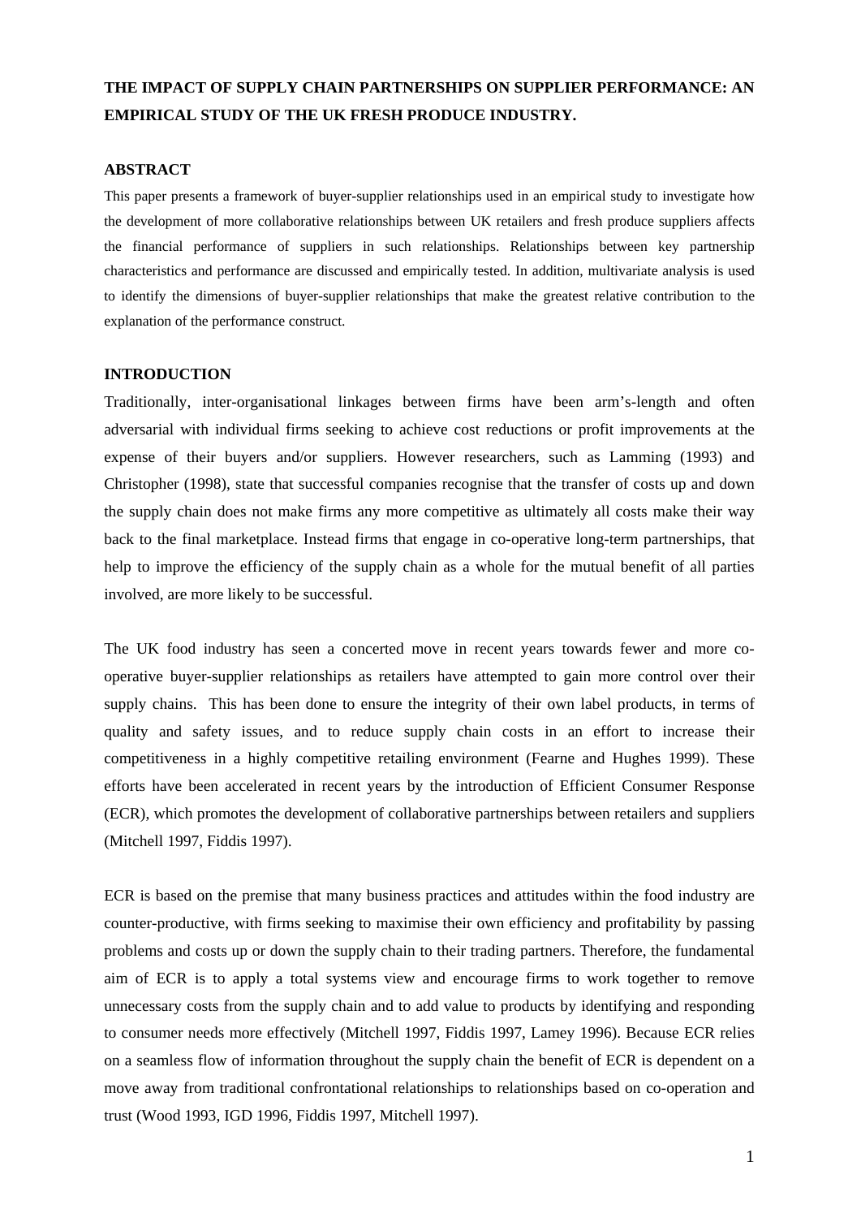**THE IMPACT OF SUPPLY CHAIN PARTNERSHIPS ON SUPPLIER PERFORMANCE: AN EMPIRICAL STUDY OF THE UK FRESH PRODUCE INDUSTRY.**

## ABSTRACT

This paper presents a framework of buyer-supplier relationships used in an empirical study to investigate how the development of more collaborative relationships between UK retailers and fresh produce suppliers affects the financial performance of suppliers in such relationships. Relationships between key partnership characteristics and performance are discussed and empirically tested. In addition, multivariate analysis is used to identify the dimensions of buyer-supplier relationships that make the greatest relative contribution to the explanation of the performance construct.

## INTRODUCTION

Traditionally, inter-organisational linkages between firms have been arm's-length and often adversarial with individual firms seeking to achieve cost reductions or profit improvements at the expense of their buyers and/or suppliers. However researchers, such as Lamming (1993) and Christopher (1998), state that successful companies recognise that the transfer of costs up and down the supply chain does not make firms any more competitive as ultimately all costs make their way back to the final marketplace. Instead firms that engage in co-operative long-term partnerships, that help to improve the efficiency of the supply chain as a whole for the mutual benefit of all parties involved, are more likely to be successful.

The UK food industry has seen a concerted move in recent years towards fewer and more co-operative buyer-supplier relationships as retailers have attempted to gain more control over their supply chains. This has been done to ensure the integrity of their own label products, in terms of quality and safety issues, and to reduce supply chain costs in an effort to increase their competitiveness in a highly competitive retailing environment (Fearne and Hughes 1999). These efforts have been accelerated in recent years by the introduction of Efficient Consumer Response (ECR), which promotes the development of collaborative partnerships between retailers and suppliers (Mitchell 1997, Fiddis 1997).

ECR is based on the premise that many business practices and attitudes within the food industry are counter-productive, with firms seeking to maximise their own efficiency and profitability by passing problems and costs up or down the supply chain to their trading partners. Therefore, the fundamental aim of ECR is to apply a total systems view and encourage firms to work together to remove unnecessary costs from the supply chain and to add value to products by identifying and responding to consumer needs more effectively (Mitchell 1997, Fiddis 1997, Lamey 1996). Because ECR relies on a seamless flow of information throughout the supply chain the benefit of ECR is dependent on a move away from traditional confrontational relationships to relationships based on co-operation and trust (Wood 1993, IGD 1996, Fiddis 1997, Mitchell 1997).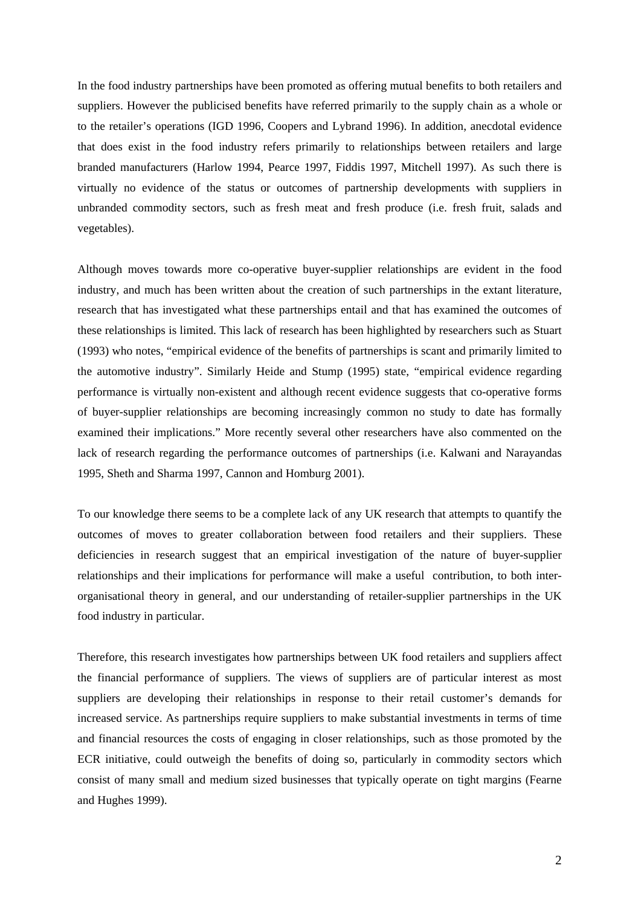In the food industry partnerships have been promoted as offering mutual benefits to both retailers and suppliers. However the publicised benefits have referred primarily to the supply chain as a whole or to the retailer's operations (IGD 1996, Coopers and Lybrand 1996). In addition, anecdotal evidence that does exist in the food industry refers primarily to relationships between retailers and large branded manufacturers (Harlow 1994, Pearce 1997, Fiddis 1997, Mitchell 1997). As such there is virtually no evidence of the status or outcomes of partnership developments with suppliers in unbranded commodity sectors, such as fresh meat and fresh produce (i.e. fresh fruit, salads and vegetables).

Although moves towards more co-operative buyer-supplier relationships are evident in the food industry, and much has been written about the creation of such partnerships in the extant literature, research that has investigated what these partnerships entail and that has examined the outcomes of these relationships is limited. This lack of research has been highlighted by researchers such as Stuart (1993) who notes, "empirical evidence of the benefits of partnerships is scant and primarily limited to the automotive industry". Similarly Heide and Stump (1995) state, "empirical evidence regarding performance is virtually non-existent and although recent evidence suggests that co-operative forms of buyer-supplier relationships are becoming increasingly common no study to date has formally examined their implications." More recently several other researchers have also commented on the lack of research regarding the performance outcomes of partnerships (i.e. Kalwani and Narayandas 1995, Sheth and Sharma 1997, Cannon and Homburg 2001).

To our knowledge there seems to be a complete lack of any UK research that attempts to quantify the outcomes of moves to greater collaboration between food retailers and their suppliers. These deficiencies in research suggest that an empirical investigation of the nature of buyer-supplier relationships and their implications for performance will make a useful contribution, to both inter-organisational theory in general, and our understanding of retailer-supplier partnerships in the UK food industry in particular.

Therefore, this research investigates how partnerships between UK food retailers and suppliers affect the financial performance of suppliers. The views of suppliers are of particular interest as most suppliers are developing their relationships in response to their retail customer's demands for increased service. As partnerships require suppliers to make substantial investments in terms of time and financial resources the costs of engaging in closer relationships, such as those promoted by the ECR initiative, could outweigh the benefits of doing so, particularly in commodity sectors which consist of many small and medium sized businesses that typically operate on tight margins (Fearne and Hughes 1999).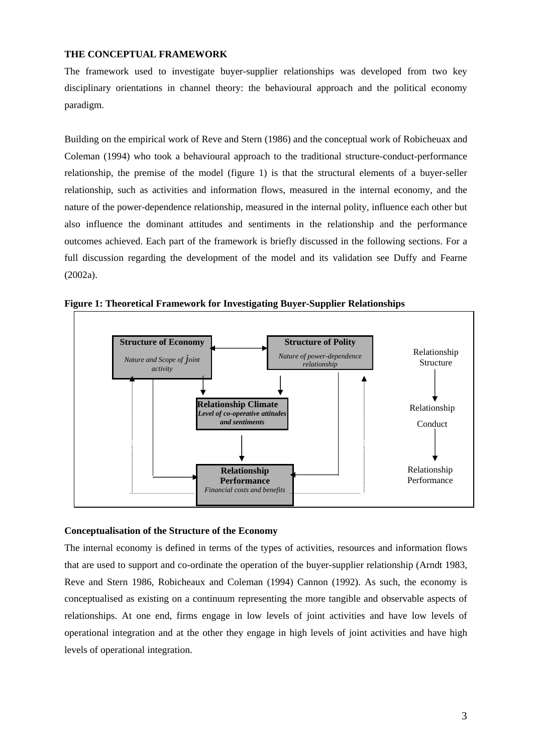## THE CONCEPTUAL FRAMEWORK

The framework used to investigate buyer-supplier relationships was developed from two key disciplinary orientations in channel theory: the behavioural approach and the political economy paradigm.

Building on the empirical work of Reve and Stern (1986) and the conceptual work of Robicheuax and Coleman (1994) who took a behavioural approach to the traditional structure-conduct-performance relationship, the premise of the model (figure 1) is that the structural elements of a buyer-seller relationship, such as activities and information flows, measured in the internal economy, and the nature of the power-dependence relationship, measured in the internal polity, influence each other but also influence the dominant attitudes and sentiments in the relationship and the performance outcomes achieved. Each part of the framework is briefly discussed in the following sections. For a full discussion regarding the development of the model and its validation see Duffy and Fearne (2002a).

**Figure 1: Theoretical Framework for Investigating Buyer-Supplier Relationships**

**Structure of Economy**
*Nature and Scope of joint activity*

**Structure of Polity**
*Nature of power-dependence relationship*

**Relationship Climate**
*Level of co-operative attitudes and sentiments*

**Relationship Performance**
*Financial costs and benefits*

Relationship Structure → Relationship Conduct → Relationship Performance

### Conceptualisation of the Structure of the Economy

The internal economy is defined in terms of the types of activities, resources and information flows that are used to support and co-ordinate the operation of the buyer-supplier relationship (Arndt 1983, Reve and Stern 1986, Robicheaux and Coleman (1994) Cannon (1992). As such, the economy is conceptualised as existing on a continuum representing the more tangible and observable aspects of relationships. At one end, firms engage in low levels of joint activities and have low levels of operational integration and at the other they engage in high levels of joint activities and have high levels of operational integration.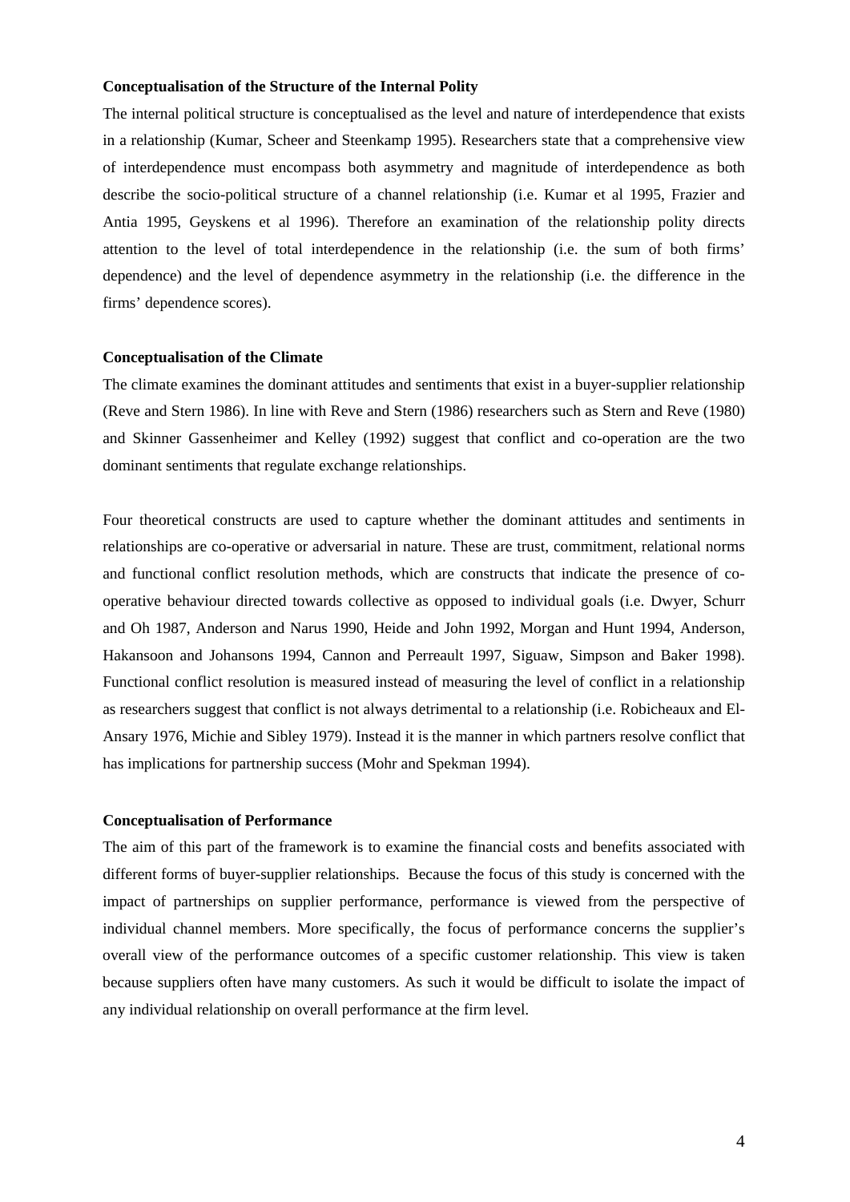**Conceptualisation of the Structure of the Internal Polity**

The internal political structure is conceptualised as the level and nature of interdependence that exists in a relationship (Kumar, Scheer and Steenkamp 1995). Researchers state that a comprehensive view of interdependence must encompass both asymmetry and magnitude of interdependence as both describe the socio-political structure of a channel relationship (i.e. Kumar et al 1995, Frazier and Antia 1995, Geyskens et al 1996). Therefore an examination of the relationship polity directs attention to the level of total interdependence in the relationship (i.e. the sum of both firms' dependence) and the level of dependence asymmetry in the relationship (i.e. the difference in the firms' dependence scores).

**Conceptualisation of the Climate**

The climate examines the dominant attitudes and sentiments that exist in a buyer-supplier relationship (Reve and Stern 1986). In line with Reve and Stern (1986) researchers such as Stern and Reve (1980) and Skinner Gassenheimer and Kelley (1992) suggest that conflict and co-operation are the two dominant sentiments that regulate exchange relationships.

Four theoretical constructs are used to capture whether the dominant attitudes and sentiments in relationships are co-operative or adversarial in nature. These are trust, commitment, relational norms and functional conflict resolution methods, which are constructs that indicate the presence of co-operative behaviour directed towards collective as opposed to individual goals (i.e. Dwyer, Schurr and Oh 1987, Anderson and Narus 1990, Heide and John 1992, Morgan and Hunt 1994, Anderson, Hakansoon and Johansons 1994, Cannon and Perreault 1997, Siguaw, Simpson and Baker 1998). Functional conflict resolution is measured instead of measuring the level of conflict in a relationship as researchers suggest that conflict is not always detrimental to a relationship (i.e. Robicheaux and El-Ansary 1976, Michie and Sibley 1979). Instead it is the manner in which partners resolve conflict that has implications for partnership success (Mohr and Spekman 1994).

**Conceptualisation of Performance**

The aim of this part of the framework is to examine the financial costs and benefits associated with different forms of buyer-supplier relationships. Because the focus of this study is concerned with the impact of partnerships on supplier performance, performance is viewed from the perspective of individual channel members. More specifically, the focus of performance concerns the supplier's overall view of the performance outcomes of a specific customer relationship. This view is taken because suppliers often have many customers. As such it would be difficult to isolate the impact of any individual relationship on overall performance at the firm level.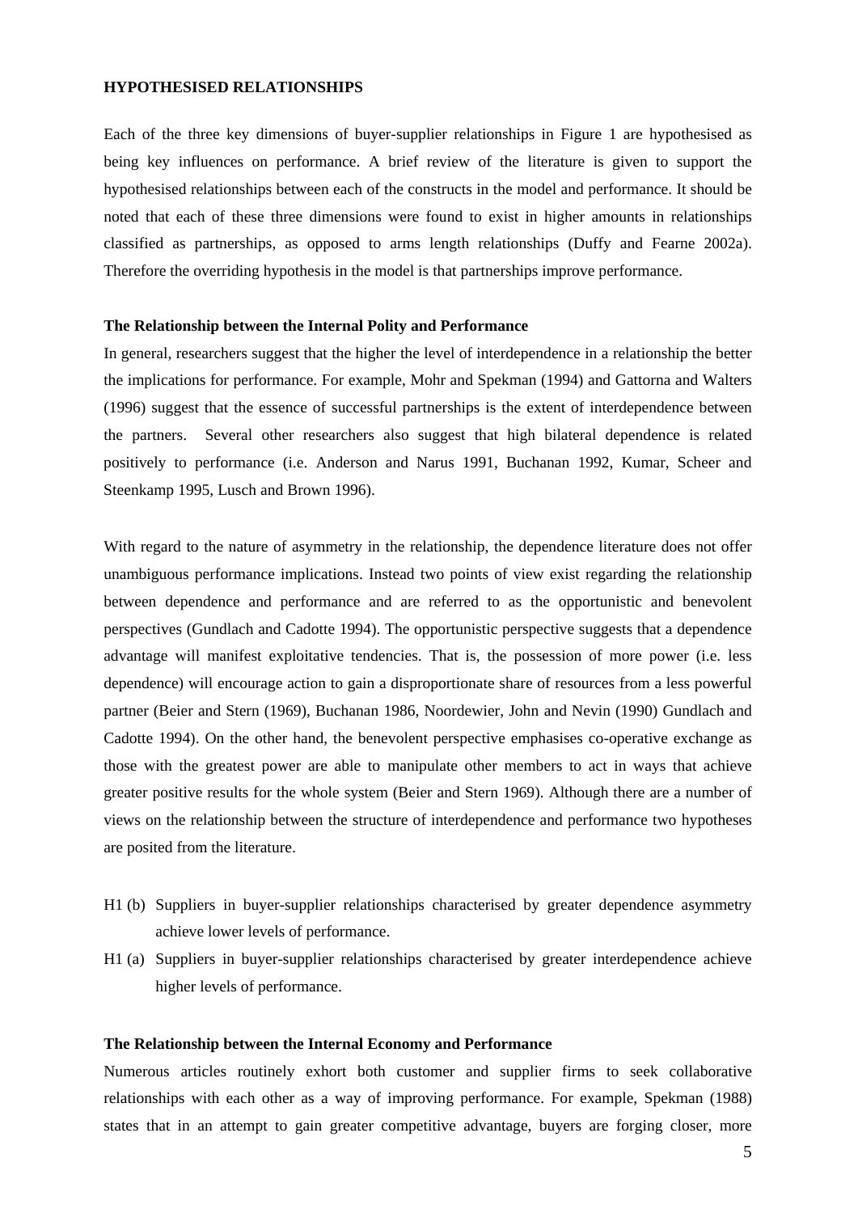## HYPOTHESISED RELATIONSHIPS

Each of the three key dimensions of buyer-supplier relationships in Figure 1 are hypothesised as being key influences on performance. A brief review of the literature is given to support the hypothesised relationships between each of the constructs in the model and performance. It should be noted that each of these three dimensions were found to exist in higher amounts in relationships classified as partnerships, as opposed to arms length relationships (Duffy and Fearne 2002a). Therefore the overriding hypothesis in the model is that partnerships improve performance.

### The Relationship between the Internal Polity and Performance

In general, researchers suggest that the higher the level of interdependence in a relationship the better the implications for performance. For example, Mohr and Spekman (1994) and Gattorna and Walters (1996) suggest that the essence of successful partnerships is the extent of interdependence between the partners. Several other researchers also suggest that high bilateral dependence is related positively to performance (i.e. Anderson and Narus 1991, Buchanan 1992, Kumar, Scheer and Steenkamp 1995, Lusch and Brown 1996).

With regard to the nature of asymmetry in the relationship, the dependence literature does not offer unambiguous performance implications. Instead two points of view exist regarding the relationship between dependence and performance and are referred to as the opportunistic and benevolent perspectives (Gundlach and Cadotte 1994). The opportunistic perspective suggests that a dependence advantage will manifest exploitative tendencies. That is, the possession of more power (i.e. less dependence) will encourage action to gain a disproportionate share of resources from a less powerful partner (Beier and Stern (1969), Buchanan 1986, Noordewier, John and Nevin (1990) Gundlach and Cadotte 1994). On the other hand, the benevolent perspective emphasises co-operative exchange as those with the greatest power are able to manipulate other members to act in ways that achieve greater positive results for the whole system (Beier and Stern 1969). Although there are a number of views on the relationship between the structure of interdependence and performance two hypotheses are posited from the literature.

- H1 (b) Suppliers in buyer-supplier relationships characterised by greater dependence asymmetry achieve lower levels of performance.
- H1 (a) Suppliers in buyer-supplier relationships characterised by greater interdependence achieve higher levels of performance.

### The Relationship between the Internal Economy and Performance

Numerous articles routinely exhort both customer and supplier firms to seek collaborative relationships with each other as a way of improving performance. For example, Spekman (1988) states that in an attempt to gain greater competitive advantage, buyers are forging closer, more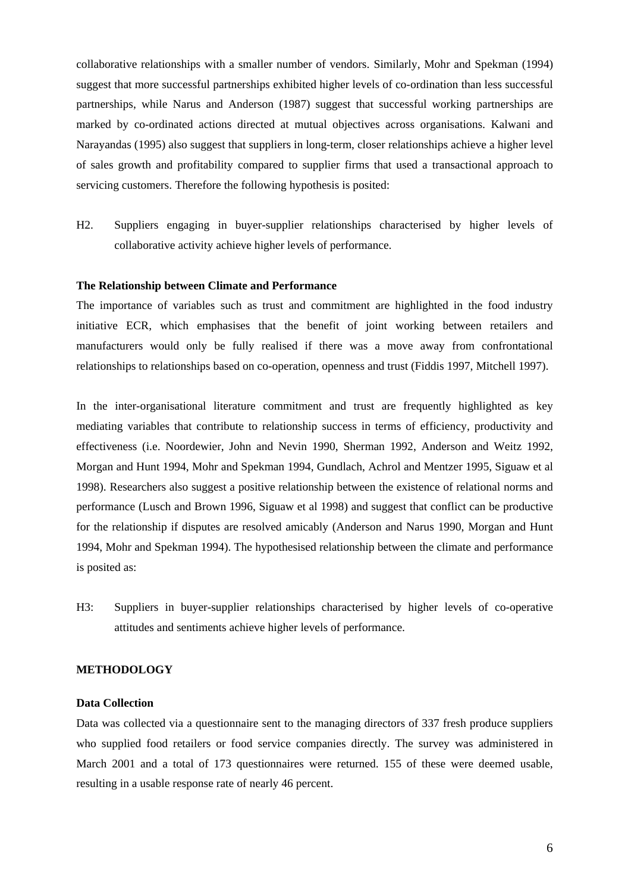collaborative relationships with a smaller number of vendors. Similarly, Mohr and Spekman (1994) suggest that more successful partnerships exhibited higher levels of co-ordination than less successful partnerships, while Narus and Anderson (1987) suggest that successful working partnerships are marked by co-ordinated actions directed at mutual objectives across organisations. Kalwani and Narayandas (1995) also suggest that suppliers in long-term, closer relationships achieve a higher level of sales growth and profitability compared to supplier firms that used a transactional approach to servicing customers. Therefore the following hypothesis is posited:

H2. Suppliers engaging in buyer-supplier relationships characterised by higher levels of collaborative activity achieve higher levels of performance.

**The Relationship between Climate and Performance**

The importance of variables such as trust and commitment are highlighted in the food industry initiative ECR, which emphasises that the benefit of joint working between retailers and manufacturers would only be fully realised if there was a move away from confrontational relationships to relationships based on co-operation, openness and trust (Fiddis 1997, Mitchell 1997).

In the inter-organisational literature commitment and trust are frequently highlighted as key mediating variables that contribute to relationship success in terms of efficiency, productivity and effectiveness (i.e. Noordewier, John and Nevin 1990, Sherman 1992, Anderson and Weitz 1992, Morgan and Hunt 1994, Mohr and Spekman 1994, Gundlach, Achrol and Mentzer 1995, Siguaw et al 1998). Researchers also suggest a positive relationship between the existence of relational norms and performance (Lusch and Brown 1996, Siguaw et al 1998) and suggest that conflict can be productive for the relationship if disputes are resolved amicably (Anderson and Narus 1990, Morgan and Hunt 1994, Mohr and Spekman 1994). The hypothesised relationship between the climate and performance is posited as:

H3: Suppliers in buyer-supplier relationships characterised by higher levels of co-operative attitudes and sentiments achieve higher levels of performance.

## METHODOLOGY

**Data Collection**

Data was collected via a questionnaire sent to the managing directors of 337 fresh produce suppliers who supplied food retailers or food service companies directly. The survey was administered in March 2001 and a total of 173 questionnaires were returned. 155 of these were deemed usable, resulting in a usable response rate of nearly 46 percent.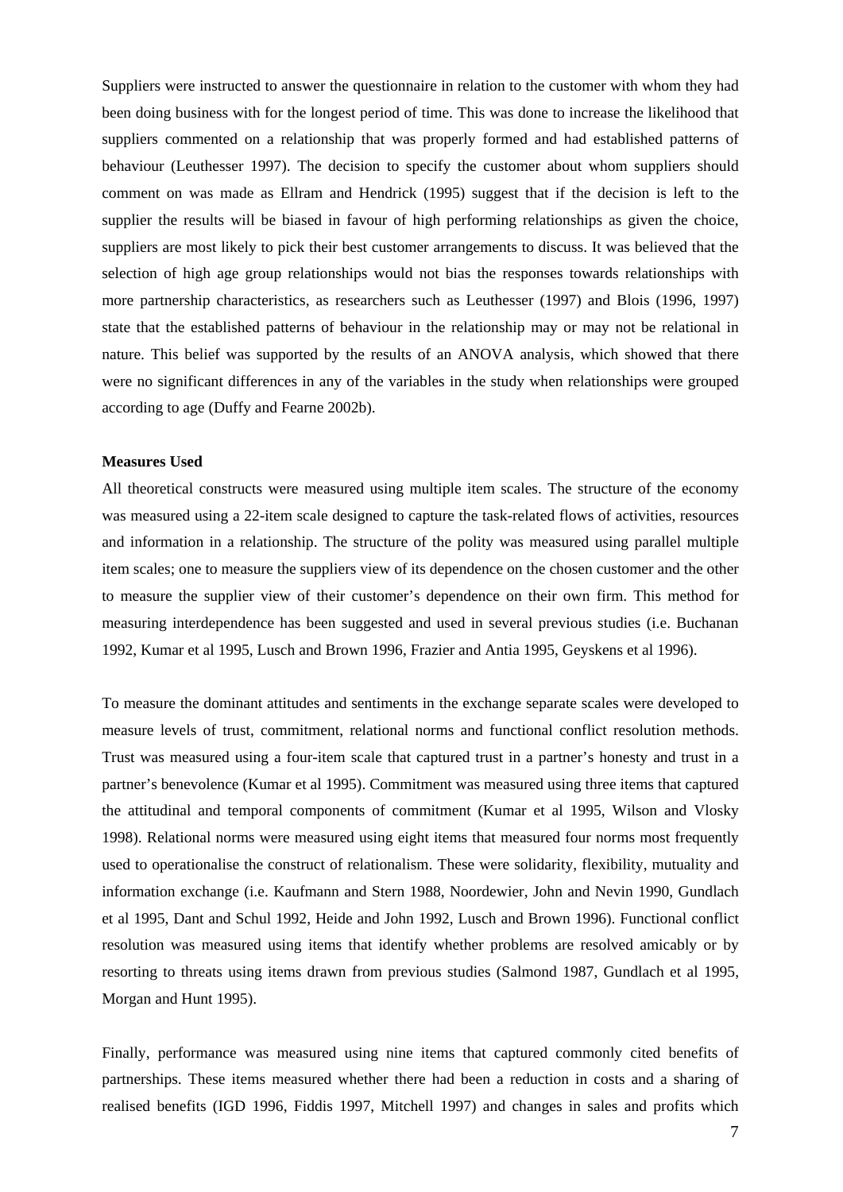Suppliers were instructed to answer the questionnaire in relation to the customer with whom they had been doing business with for the longest period of time. This was done to increase the likelihood that suppliers commented on a relationship that was properly formed and had established patterns of behaviour (Leuthesser 1997). The decision to specify the customer about whom suppliers should comment on was made as Ellram and Hendrick (1995) suggest that if the decision is left to the supplier the results will be biased in favour of high performing relationships as given the choice, suppliers are most likely to pick their best customer arrangements to discuss. It was believed that the selection of high age group relationships would not bias the responses towards relationships with more partnership characteristics, as researchers such as Leuthesser (1997) and Blois (1996, 1997) state that the established patterns of behaviour in the relationship may or may not be relational in nature. This belief was supported by the results of an ANOVA analysis, which showed that there were no significant differences in any of the variables in the study when relationships were grouped according to age (Duffy and Fearne 2002b).

**Measures Used**

All theoretical constructs were measured using multiple item scales. The structure of the economy was measured using a 22-item scale designed to capture the task-related flows of activities, resources and information in a relationship. The structure of the polity was measured using parallel multiple item scales; one to measure the suppliers view of its dependence on the chosen customer and the other to measure the supplier view of their customer's dependence on their own firm. This method for measuring interdependence has been suggested and used in several previous studies (i.e. Buchanan 1992, Kumar et al 1995, Lusch and Brown 1996, Frazier and Antia 1995, Geyskens et al 1996).

To measure the dominant attitudes and sentiments in the exchange separate scales were developed to measure levels of trust, commitment, relational norms and functional conflict resolution methods. Trust was measured using a four-item scale that captured trust in a partner's honesty and trust in a partner's benevolence (Kumar et al 1995). Commitment was measured using three items that captured the attitudinal and temporal components of commitment (Kumar et al 1995, Wilson and Vlosky 1998). Relational norms were measured using eight items that measured four norms most frequently used to operationalise the construct of relationalism. These were solidarity, flexibility, mutuality and information exchange (i.e. Kaufmann and Stern 1988, Noordewier, John and Nevin 1990, Gundlach et al 1995, Dant and Schul 1992, Heide and John 1992, Lusch and Brown 1996). Functional conflict resolution was measured using items that identify whether problems are resolved amicably or by resorting to threats using items drawn from previous studies (Salmond 1987, Gundlach et al 1995, Morgan and Hunt 1995).

Finally, performance was measured using nine items that captured commonly cited benefits of partnerships. These items measured whether there had been a reduction in costs and a sharing of realised benefits (IGD 1996, Fiddis 1997, Mitchell 1997) and changes in sales and profits which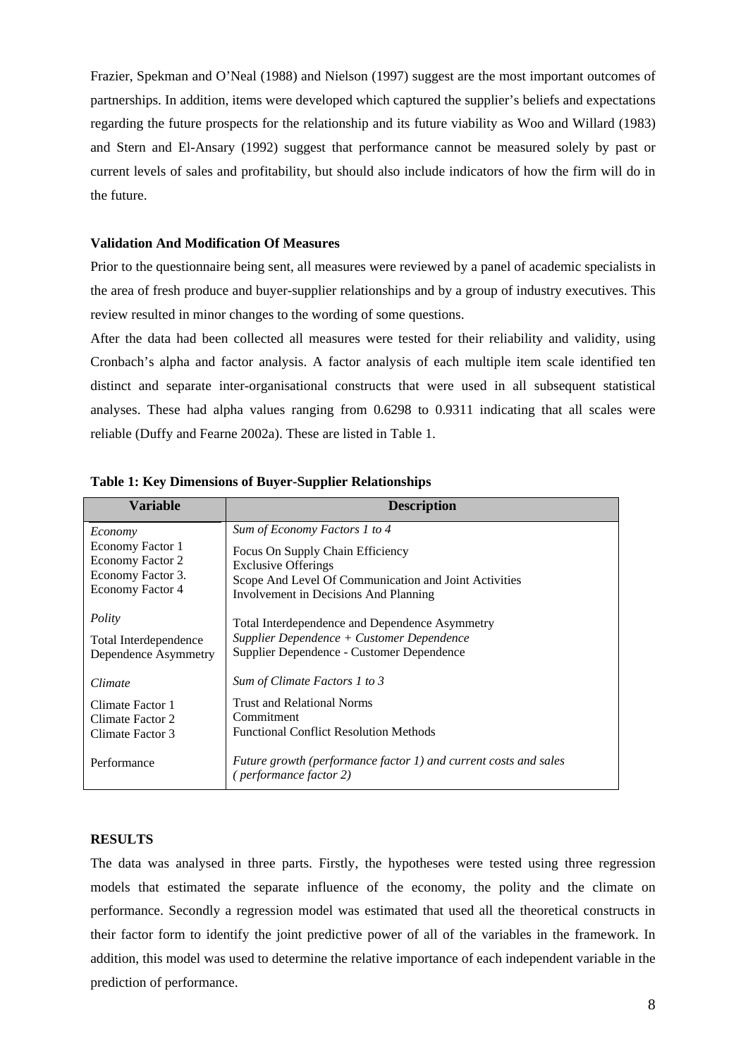Frazier, Spekman and O'Neal (1988) and Nielson (1997) suggest are the most important outcomes of partnerships. In addition, items were developed which captured the supplier's beliefs and expectations regarding the future prospects for the relationship and its future viability as Woo and Willard (1983) and Stern and El-Ansary (1992) suggest that performance cannot be measured solely by past or current levels of sales and profitability, but should also include indicators of how the firm will do in the future.

**Validation And Modification Of Measures**

Prior to the questionnaire being sent, all measures were reviewed by a panel of academic specialists in the area of fresh produce and buyer-supplier relationships and by a group of industry executives. This review resulted in minor changes to the wording of some questions.

After the data had been collected all measures were tested for their reliability and validity, using Cronbach's alpha and factor analysis. A factor analysis of each multiple item scale identified ten distinct and separate inter-organisational constructs that were used in all subsequent statistical analyses. These had alpha values ranging from 0.6298 to 0.9311 indicating that all scales were reliable (Duffy and Fearne 2002a). These are listed in Table 1.

**Table 1: Key Dimensions of Buyer-Supplier Relationships**

| Variable | Description |
|---|---|
| *Economy* | *Sum of Economy Factors 1 to 4* |
| Economy Factor 1 | Focus On Supply Chain Efficiency |
| Economy Factor 2 | Exclusive Offerings |
| Economy Factor 3. | Scope And Level Of Communication and Joint Activities |
| Economy Factor 4 | Involvement in Decisions And Planning |
| *Polity* | Total Interdependence and Dependence Asymmetry |
| Total Interdependence | *Supplier Dependence + Customer Dependence* |
| Dependence Asymmetry | Supplier Dependence - Customer Dependence |
| *Climate* | *Sum of Climate Factors 1 to 3* |
| Climate Factor 1 | Trust and Relational Norms |
| Climate Factor 2 | Commitment |
| Climate Factor 3 | Functional Conflict Resolution Methods |
| Performance | *Future growth (performance factor 1) and current costs and sales ( performance factor 2)* |

**RESULTS**

The data was analysed in three parts. Firstly, the hypotheses were tested using three regression models that estimated the separate influence of the economy, the polity and the climate on performance. Secondly a regression model was estimated that used all the theoretical constructs in their factor form to identify the joint predictive power of all of the variables in the framework. In addition, this model was used to determine the relative importance of each independent variable in the prediction of performance.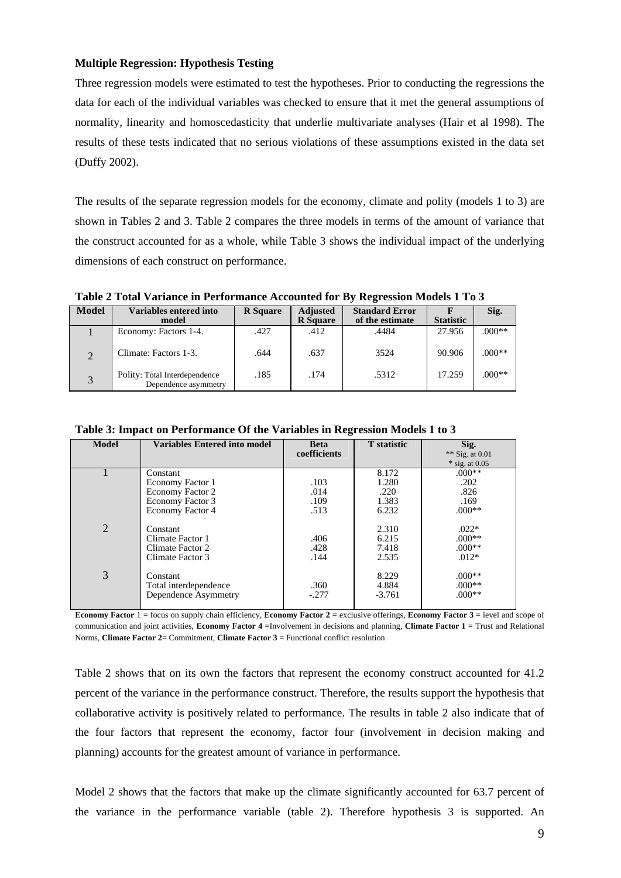**Multiple Regression: Hypothesis Testing**

Three regression models were estimated to test the hypotheses. Prior to conducting the regressions the data for each of the individual variables was checked to ensure that it met the general assumptions of normality, linearity and homoscedasticity that underlie multivariate analyses (Hair et al 1998). The results of these tests indicated that no serious violations of these assumptions existed in the data set (Duffy 2002).

The results of the separate regression models for the economy, climate and polity (models 1 to 3) are shown in Tables 2 and 3. Table 2 compares the three models in terms of the amount of variance that the construct accounted for as a whole, while Table 3 shows the individual impact of the underlying dimensions of each construct on performance.

**Table 2 Total Variance in Performance Accounted for By Regression Models 1 To 3**

| Model | Variables entered into model | R Square | Adjusted R Square | Standard Error of the estimate | F Statistic | Sig. |
|---|---|---|---|---|---|---|
| 1 | Economy: Factors 1-4. | .427 | .412 | .4484 | 27.956 | .000** |
| 2 | Climate: Factors 1-3. | .644 | .637 | 3524 | 90.906 | .000** |
| 3 | Polity: Total Interdependence Dependence asymmetry | .185 | .174 | .5312 | 17.259 | .000** |

**Table 3: Impact on Performance Of the Variables in Regression Models 1 to 3**

| Model | Variables Entered into model | Beta coefficients | T statistic | Sig. ** Sig. at 0.01 * sig. at 0.05 |
|---|---|---|---|---|
| 1 | Constant | | 8.172 | .000** |
| | Economy Factor 1 | .103 | 1.280 | .202 |
| | Economy Factor 2 | .014 | .220 | .826 |
| | Economy Factor 3 | .109 | 1.383 | .169 |
| | Economy Factor 4 | .513 | 6.232 | .000** |
| 2 | Constant | | 2.310 | .022* |
| | Climate Factor 1 | .406 | 6.215 | .000** |
| | Climate Factor 2 | .428 | 7.418 | .000** |
| | Climate Factor 3 | .144 | 2.535 | .012* |
| 3 | Constant | | 8.229 | .000** |
| | Total interdependence | .360 | 4.884 | .000** |
| | Dependence Asymmetry | -.277 | -3.761 | .000** |

**Economy Factor** 1 = focus on supply chain efficiency, **Economy Factor 2** = exclusive offerings, **Economy Factor 3** = level and scope of communication and joint activities, **Economy Factor 4** =Involvement in decisions and planning, **Climate Factor 1** = Trust and Relational Norms, **Climate Factor 2**= Commitment, **Climate Factor 3** = Functional conflict resolution

Table 2 shows that on its own the factors that represent the economy construct accounted for 41.2 percent of the variance in the performance construct. Therefore, the results support the hypothesis that collaborative activity is positively related to performance. The results in table 2 also indicate that of the four factors that represent the economy, factor four (involvement in decision making and planning) accounts for the greatest amount of variance in performance.

Model 2 shows that the factors that make up the climate significantly accounted for 63.7 percent of the variance in the performance variable (table 2). Therefore hypothesis 3 is supported. An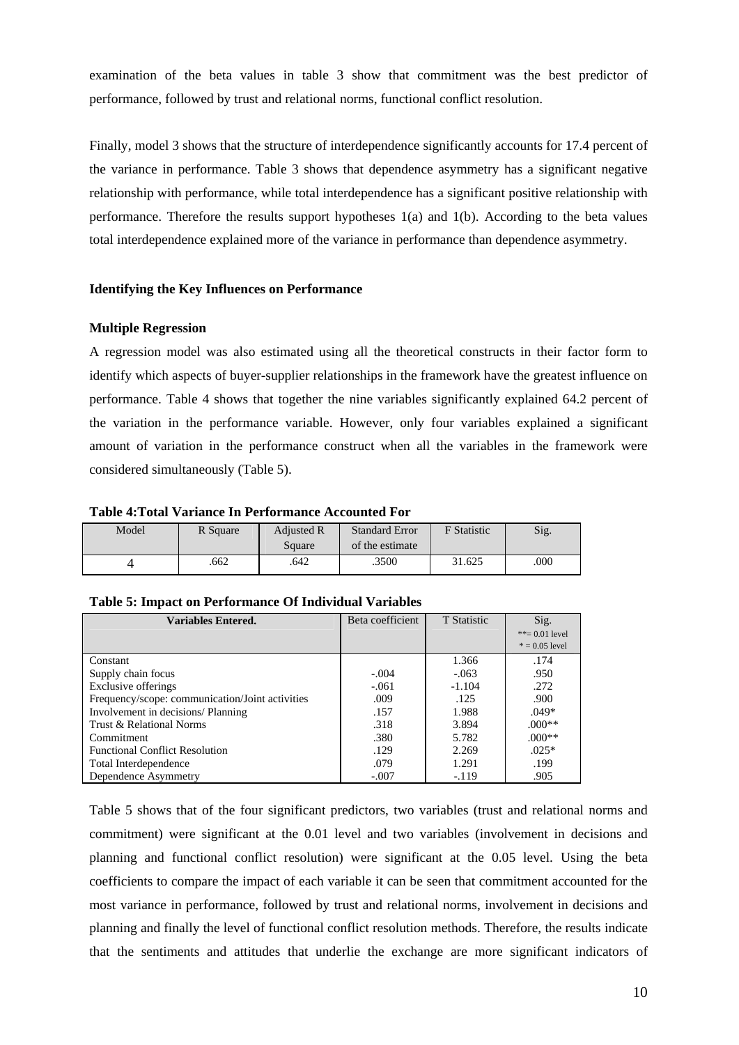examination of the beta values in table 3 show that commitment was the best predictor of performance, followed by trust and relational norms, functional conflict resolution.

Finally, model 3 shows that the structure of interdependence significantly accounts for 17.4 percent of the variance in performance. Table 3 shows that dependence asymmetry has a significant negative relationship with performance, while total interdependence has a significant positive relationship with performance. Therefore the results support hypotheses 1(a) and 1(b). According to the beta values total interdependence explained more of the variance in performance than dependence asymmetry.

**Identifying the Key Influences on Performance**

**Multiple Regression**

A regression model was also estimated using all the theoretical constructs in their factor form to identify which aspects of buyer-supplier relationships in the framework have the greatest influence on performance. Table 4 shows that together the nine variables significantly explained 64.2 percent of the variation in the performance variable. However, only four variables explained a significant amount of variation in the performance construct when all the variables in the framework were considered simultaneously (Table 5).

**Table 4:Total Variance In Performance Accounted For**

| Model | R Square | Adjusted R Square | Standard Error of the estimate | F Statistic | Sig. |
|---|---|---|---|---|---|
| 4 | .662 | .642 | .3500 | 31.625 | .000 |

**Table 5: Impact on Performance Of Individual Variables**

| Variables Entered. | Beta coefficient | T Statistic | Sig. **= 0.01 level * = 0.05 level |
|---|---|---|---|
| Constant | | 1.366 | .174 |
| Supply chain focus | -.004 | -.063 | .950 |
| Exclusive offerings | -.061 | -1.104 | .272 |
| Frequency/scope: communication/Joint activities | .009 | .125 | .900 |
| Involvement in decisions/ Planning | .157 | 1.988 | .049* |
| Trust & Relational Norms | .318 | 3.894 | .000** |
| Commitment | .380 | 5.782 | .000** |
| Functional Conflict Resolution | .129 | 2.269 | .025* |
| Total Interdependence | .079 | 1.291 | .199 |
| Dependence Asymmetry | -.007 | -.119 | .905 |

Table 5 shows that of the four significant predictors, two variables (trust and relational norms and commitment) were significant at the 0.01 level and two variables (involvement in decisions and planning and functional conflict resolution) were significant at the 0.05 level. Using the beta coefficients to compare the impact of each variable it can be seen that commitment accounted for the most variance in performance, followed by trust and relational norms, involvement in decisions and planning and finally the level of functional conflict resolution methods. Therefore, the results indicate that the sentiments and attitudes that underlie the exchange are more significant indicators of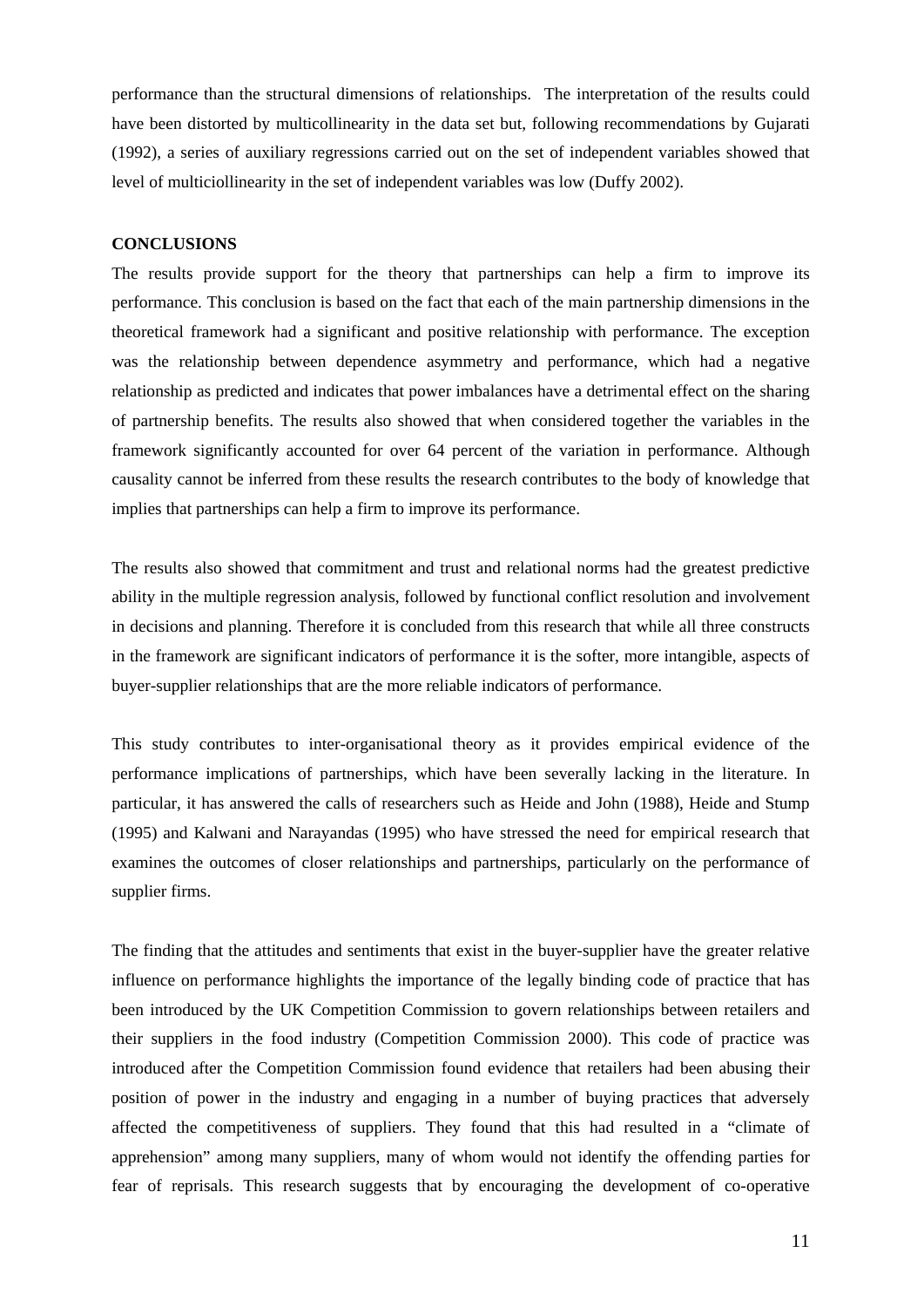performance than the structural dimensions of relationships. The interpretation of the results could have been distorted by multicollinearity in the data set but, following recommendations by Gujarati (1992), a series of auxiliary regressions carried out on the set of independent variables showed that level of multiciollinearity in the set of independent variables was low (Duffy 2002).

**CONCLUSIONS**

The results provide support for the theory that partnerships can help a firm to improve its performance. This conclusion is based on the fact that each of the main partnership dimensions in the theoretical framework had a significant and positive relationship with performance. The exception was the relationship between dependence asymmetry and performance, which had a negative relationship as predicted and indicates that power imbalances have a detrimental effect on the sharing of partnership benefits. The results also showed that when considered together the variables in the framework significantly accounted for over 64 percent of the variation in performance. Although causality cannot be inferred from these results the research contributes to the body of knowledge that implies that partnerships can help a firm to improve its performance.

The results also showed that commitment and trust and relational norms had the greatest predictive ability in the multiple regression analysis, followed by functional conflict resolution and involvement in decisions and planning. Therefore it is concluded from this research that while all three constructs in the framework are significant indicators of performance it is the softer, more intangible, aspects of buyer-supplier relationships that are the more reliable indicators of performance.

This study contributes to inter-organisational theory as it provides empirical evidence of the performance implications of partnerships, which have been severally lacking in the literature. In particular, it has answered the calls of researchers such as Heide and John (1988), Heide and Stump (1995) and Kalwani and Narayandas (1995) who have stressed the need for empirical research that examines the outcomes of closer relationships and partnerships, particularly on the performance of supplier firms.

The finding that the attitudes and sentiments that exist in the buyer-supplier have the greater relative influence on performance highlights the importance of the legally binding code of practice that has been introduced by the UK Competition Commission to govern relationships between retailers and their suppliers in the food industry (Competition Commission 2000). This code of practice was introduced after the Competition Commission found evidence that retailers had been abusing their position of power in the industry and engaging in a number of buying practices that adversely affected the competitiveness of suppliers. They found that this had resulted in a "climate of apprehension" among many suppliers, many of whom would not identify the offending parties for fear of reprisals. This research suggests that by encouraging the development of co-operative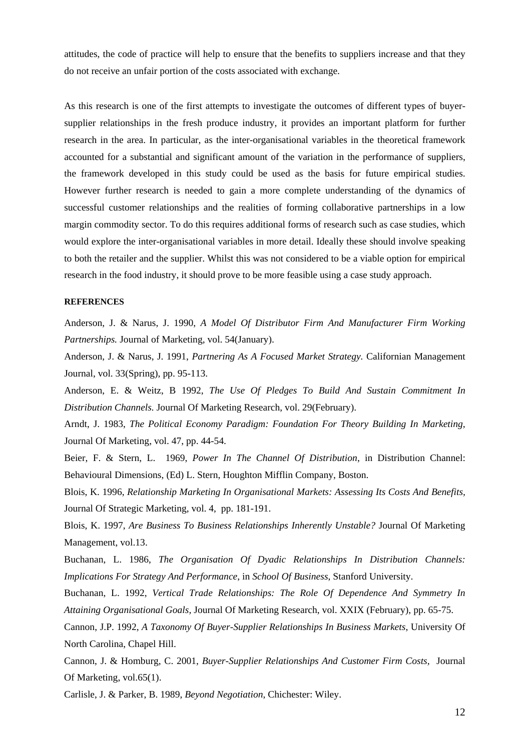attitudes, the code of practice will help to ensure that the benefits to suppliers increase and that they do not receive an unfair portion of the costs associated with exchange.

As this research is one of the first attempts to investigate the outcomes of different types of buyer-supplier relationships in the fresh produce industry, it provides an important platform for further research in the area. In particular, as the inter-organisational variables in the theoretical framework accounted for a substantial and significant amount of the variation in the performance of suppliers, the framework developed in this study could be used as the basis for future empirical studies. However further research is needed to gain a more complete understanding of the dynamics of successful customer relationships and the realities of forming collaborative partnerships in a low margin commodity sector. To do this requires additional forms of research such as case studies, which would explore the inter-organisational variables in more detail. Ideally these should involve speaking to both the retailer and the supplier. Whilst this was not considered to be a viable option for empirical research in the food industry, it should prove to be more feasible using a case study approach.

**REFERENCES**

Anderson, J. & Narus, J. 1990, *A Model Of Distributor Firm And Manufacturer Firm Working Partnerships.* Journal of Marketing, vol. 54(January).

Anderson, J. & Narus, J. 1991, *Partnering As A Focused Market Strategy.* Californian Management Journal, vol. 33(Spring), pp. 95-113.

Anderson, E. & Weitz, B 1992, *The Use Of Pledges To Build And Sustain Commitment In Distribution Channels.* Journal Of Marketing Research, vol. 29(February).

Arndt, J. 1983, *The Political Economy Paradigm: Foundation For Theory Building In Marketing,* Journal Of Marketing, vol. 47, pp. 44-54.

Beier, F. & Stern, L. 1969, *Power In The Channel Of Distribution*, in Distribution Channel: Behavioural Dimensions, (Ed) L. Stern, Houghton Mifflin Company, Boston.

Blois, K. 1996, *Relationship Marketing In Organisational Markets: Assessing Its Costs And Benefits,* Journal Of Strategic Marketing, vol. 4, pp. 181-191.

Blois, K. 1997, *Are Business To Business Relationships Inherently Unstable?* Journal Of Marketing Management, vol.13.

Buchanan, L. 1986, *The Organisation Of Dyadic Relationships In Distribution Channels: Implications For Strategy And Performance,* in *School Of Business*, Stanford University.

Buchanan, L. 1992, *Vertical Trade Relationships: The Role Of Dependence And Symmetry In Attaining Organisational Goals,* Journal Of Marketing Research, vol. XXIX (February), pp. 65-75.

Cannon, J.P. 1992, *A Taxonomy Of Buyer-Supplier Relationships In Business Markets,* University Of North Carolina, Chapel Hill.

Cannon, J. & Homburg, C. 2001, *Buyer-Supplier Relationships And Customer Firm Costs*, Journal Of Marketing, vol.65(1).

Carlisle, J. & Parker, B. 1989, *Beyond Negotiation*, Chichester: Wiley.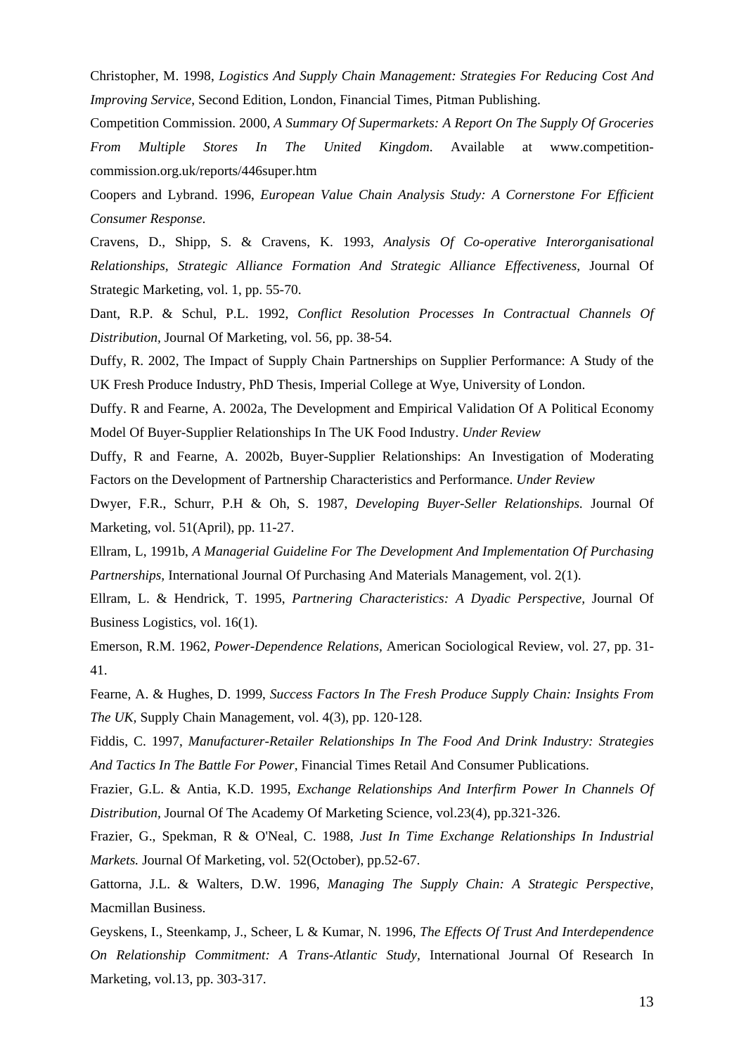Christopher, M. 1998, *Logistics And Supply Chain Management: Strategies For Reducing Cost And Improving Service*, Second Edition, London, Financial Times, Pitman Publishing.

Competition Commission. 2000, *A Summary Of Supermarkets: A Report On The Supply Of Groceries From Multiple Stores In The United Kingdom*. Available at www.competition-commission.org.uk/reports/446super.htm

Coopers and Lybrand. 1996, *European Value Chain Analysis Study: A Cornerstone For Efficient Consumer Response*.

Cravens, D., Shipp, S. & Cravens, K. 1993, *Analysis Of Co-operative Interorganisational Relationships, Strategic Alliance Formation And Strategic Alliance Effectiveness,* Journal Of Strategic Marketing, vol. 1, pp. 55-70.

Dant, R.P. & Schul, P.L. 1992, *Conflict Resolution Processes In Contractual Channels Of Distribution*, Journal Of Marketing, vol. 56, pp. 38-54.

Duffy, R. 2002, The Impact of Supply Chain Partnerships on Supplier Performance: A Study of the UK Fresh Produce Industry, PhD Thesis, Imperial College at Wye, University of London.

Duffy. R and Fearne, A. 2002a, The Development and Empirical Validation Of A Political Economy Model Of Buyer-Supplier Relationships In The UK Food Industry. *Under Review*

Duffy, R and Fearne, A. 2002b, Buyer-Supplier Relationships: An Investigation of Moderating Factors on the Development of Partnership Characteristics and Performance. *Under Review*

Dwyer, F.R., Schurr, P.H & Oh, S. 1987, *Developing Buyer-Seller Relationships.* Journal Of Marketing, vol. 51(April), pp. 11-27.

Ellram, L, 1991b, *A Managerial Guideline For The Development And Implementation Of Purchasing Partnerships,* International Journal Of Purchasing And Materials Management, vol. 2(1).

Ellram, L. & Hendrick, T. 1995, *Partnering Characteristics: A Dyadic Perspective,* Journal Of Business Logistics, vol. 16(1).

Emerson, R.M. 1962, *Power-Dependence Relations*, American Sociological Review, vol. 27, pp. 31-41.

Fearne, A. & Hughes, D. 1999, *Success Factors In The Fresh Produce Supply Chain: Insights From The UK,* Supply Chain Management, vol. 4(3), pp. 120-128.

Fiddis, C. 1997, *Manufacturer-Retailer Relationships In The Food And Drink Industry: Strategies And Tactics In The Battle For Power*, Financial Times Retail And Consumer Publications.

Frazier, G.L. & Antia, K.D. 1995, *Exchange Relationships And Interfirm Power In Channels Of Distribution,* Journal Of The Academy Of Marketing Science, vol.23(4), pp.321-326.

Frazier, G., Spekman, R & O'Neal, C. 1988, *Just In Time Exchange Relationships In Industrial Markets.* Journal Of Marketing, vol. 52(October), pp.52-67.

Gattorna, J.L. & Walters, D.W. 1996, *Managing The Supply Chain: A Strategic Perspective*, Macmillan Business.

Geyskens, I., Steenkamp, J., Scheer, L & Kumar, N. 1996, *The Effects Of Trust And Interdependence On Relationship Commitment: A Trans-Atlantic Study,* International Journal Of Research In Marketing, vol.13, pp. 303-317.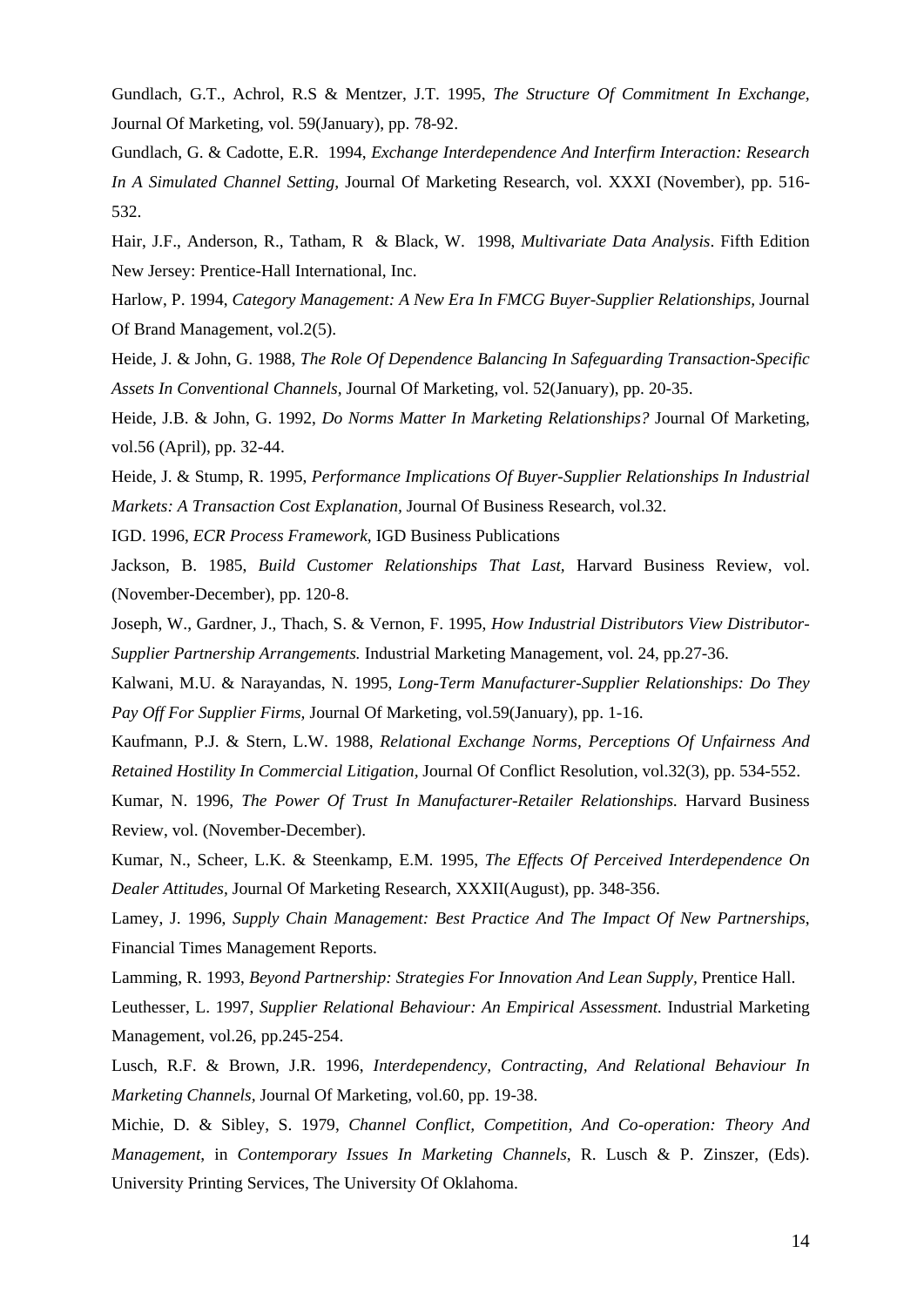Gundlach, G.T., Achrol, R.S & Mentzer, J.T. 1995, *The Structure Of Commitment In Exchange*, Journal Of Marketing, vol. 59(January), pp. 78-92.

Gundlach, G. & Cadotte, E.R. 1994, *Exchange Interdependence And Interfirm Interaction: Research In A Simulated Channel Setting,* Journal Of Marketing Research, vol. XXXI (November), pp. 516-532.

Hair, J.F., Anderson, R., Tatham, R & Black, W. 1998, *Multivariate Data Analysis*. Fifth Edition New Jersey: Prentice-Hall International, Inc.

Harlow, P. 1994, *Category Management: A New Era In FMCG Buyer-Supplier Relationships,* Journal Of Brand Management, vol.2(5).

Heide, J. & John, G. 1988, *The Role Of Dependence Balancing In Safeguarding Transaction-Specific Assets In Conventional Channels*, Journal Of Marketing, vol. 52(January), pp. 20-35.

Heide, J.B. & John, G. 1992, *Do Norms Matter In Marketing Relationships?* Journal Of Marketing, vol.56 (April), pp. 32-44.

Heide, J. & Stump, R. 1995, *Performance Implications Of Buyer-Supplier Relationships In Industrial Markets: A Transaction Cost Explanation*, Journal Of Business Research, vol.32.

IGD. 1996, *ECR Process Framework*, IGD Business Publications

Jackson, B. 1985, *Build Customer Relationships That Last*, Harvard Business Review, vol. (November-December), pp. 120-8.

Joseph, W., Gardner, J., Thach, S. & Vernon, F. 1995, *How Industrial Distributors View Distributor-Supplier Partnership Arrangements.* Industrial Marketing Management, vol. 24, pp.27-36.

Kalwani, M.U. & Narayandas, N. 1995, *Long-Term Manufacturer-Supplier Relationships: Do They Pay Off For Supplier Firms*, Journal Of Marketing, vol.59(January), pp. 1-16.

Kaufmann, P.J. & Stern, L.W. 1988, *Relational Exchange Norms, Perceptions Of Unfairness And Retained Hostility In Commercial Litigation*, Journal Of Conflict Resolution, vol.32(3), pp. 534-552.

Kumar, N. 1996, *The Power Of Trust In Manufacturer-Retailer Relationships.* Harvard Business Review, vol. (November-December).

Kumar, N., Scheer, L.K. & Steenkamp, E.M. 1995, *The Effects Of Perceived Interdependence On Dealer Attitudes*, Journal Of Marketing Research, XXXII(August), pp. 348-356.

Lamey, J. 1996, *Supply Chain Management: Best Practice And The Impact Of New Partnerships*, Financial Times Management Reports.

Lamming, R. 1993, *Beyond Partnership: Strategies For Innovation And Lean Supply*, Prentice Hall.

Leuthesser, L. 1997, *Supplier Relational Behaviour: An Empirical Assessment.* Industrial Marketing Management, vol.26, pp.245-254.

Lusch, R.F. & Brown, J.R. 1996, *Interdependency, Contracting, And Relational Behaviour In Marketing Channels*, Journal Of Marketing, vol.60, pp. 19-38.

Michie, D. & Sibley, S. 1979, *Channel Conflict, Competition, And Co-operation: Theory And Management*, in *Contemporary Issues In Marketing Channels*, R. Lusch & P. Zinszer, (Eds). University Printing Services, The University Of Oklahoma.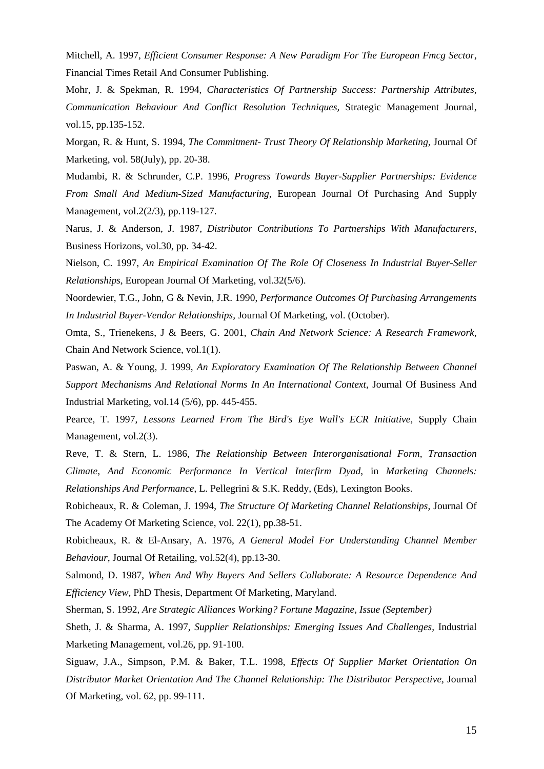Mitchell, A. 1997, *Efficient Consumer Response: A New Paradigm For The European Fmcg Sector*, Financial Times Retail And Consumer Publishing.

Mohr, J. & Spekman, R. 1994, *Characteristics Of Partnership Success: Partnership Attributes, Communication Behaviour And Conflict Resolution Techniques,* Strategic Management Journal, vol.15, pp.135-152.

Morgan, R. & Hunt, S. 1994, *The Commitment- Trust Theory Of Relationship Marketing,* Journal Of Marketing, vol. 58(July), pp. 20-38.

Mudambi, R. & Schrunder, C.P. 1996, *Progress Towards Buyer-Supplier Partnerships: Evidence From Small And Medium-Sized Manufacturing,* European Journal Of Purchasing And Supply Management, vol.2(2/3), pp.119-127.

Narus, J. & Anderson, J. 1987, *Distributor Contributions To Partnerships With Manufacturers*, Business Horizons, vol.30, pp. 34-42.

Nielson, C. 1997, *An Empirical Examination Of The Role Of Closeness In Industrial Buyer-Seller Relationships*, European Journal Of Marketing, vol.32(5/6).

Noordewier, T.G., John, G & Nevin, J.R. 1990, *Performance Outcomes Of Purchasing Arrangements In Industrial Buyer-Vendor Relationships*, Journal Of Marketing, vol. (October).

Omta, S., Trienekens, J & Beers, G. 2001, *Chain And Network Science: A Research Framework,* Chain And Network Science, vol.1(1).

Paswan, A. & Young, J. 1999, *An Exploratory Examination Of The Relationship Between Channel Support Mechanisms And Relational Norms In An International Context,* Journal Of Business And Industrial Marketing, vol.14 (5/6), pp. 445-455.

Pearce, T. 1997, *Lessons Learned From The Bird's Eye Wall's ECR Initiative,* Supply Chain Management, vol.2(3).

Reve, T. & Stern, L. 1986, *The Relationship Between Interorganisational Form, Transaction Climate, And Economic Performance In Vertical Interfirm Dyad*, in *Marketing Channels: Relationships And Performance*, L. Pellegrini & S.K. Reddy, (Eds), Lexington Books.

Robicheaux, R. & Coleman, J. 1994, *The Structure Of Marketing Channel Relationships,* Journal Of The Academy Of Marketing Science, vol. 22(1), pp.38-51.

Robicheaux, R. & El-Ansary, A. 1976, *A General Model For Understanding Channel Member Behaviour*, Journal Of Retailing, vol.52(4), pp.13-30.

Salmond, D. 1987, *When And Why Buyers And Sellers Collaborate: A Resource Dependence And Efficiency View,* PhD Thesis, Department Of Marketing, Maryland.

Sherman, S. 1992, *Are Strategic Alliances Working? Fortune Magazine, Issue (September)*

Sheth, J. & Sharma, A. 1997, *Supplier Relationships: Emerging Issues And Challenges*, Industrial Marketing Management, vol.26, pp. 91-100.

Siguaw, J.A., Simpson, P.M. & Baker, T.L. 1998, *Effects Of Supplier Market Orientation On Distributor Market Orientation And The Channel Relationship: The Distributor Perspective,* Journal Of Marketing, vol. 62, pp. 99-111.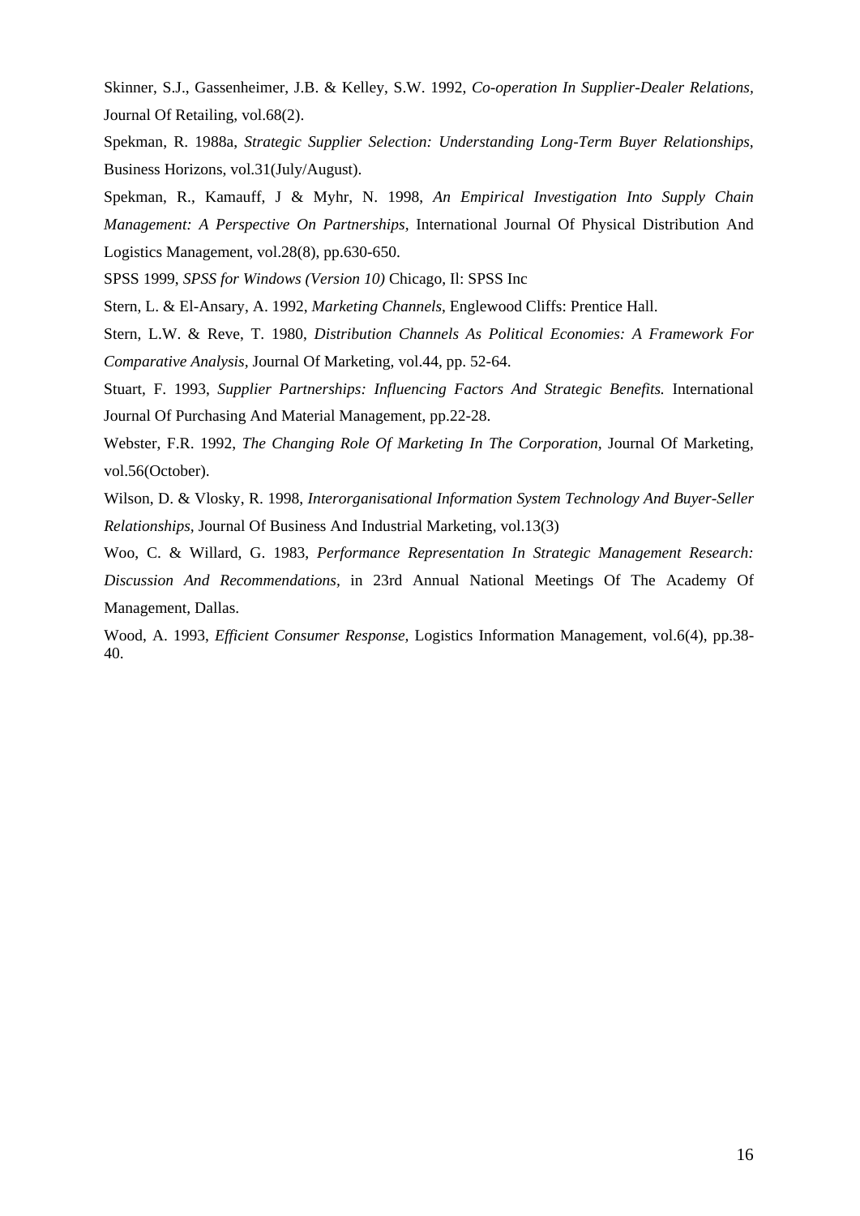Skinner, S.J., Gassenheimer, J.B. & Kelley, S.W. 1992, *Co-operation In Supplier-Dealer Relations*, Journal Of Retailing, vol.68(2).

Spekman, R. 1988a, *Strategic Supplier Selection: Understanding Long-Term Buyer Relationships*, Business Horizons, vol.31(July/August).

Spekman, R., Kamauff, J & Myhr, N. 1998, *An Empirical Investigation Into Supply Chain Management: A Perspective On Partnerships*, International Journal Of Physical Distribution And Logistics Management, vol.28(8), pp.630-650.

SPSS 1999, *SPSS for Windows (Version 10)* Chicago, Il: SPSS Inc

Stern, L. & El-Ansary, A. 1992, *Marketing Channels*, Englewood Cliffs: Prentice Hall.

Stern, L.W. & Reve, T. 1980, *Distribution Channels As Political Economies: A Framework For Comparative Analysis*, Journal Of Marketing, vol.44, pp. 52-64.

Stuart, F. 1993, *Supplier Partnerships: Influencing Factors And Strategic Benefits.* International Journal Of Purchasing And Material Management, pp.22-28.

Webster, F.R. 1992, *The Changing Role Of Marketing In The Corporation*, Journal Of Marketing, vol.56(October).

Wilson, D. & Vlosky, R. 1998, *Interorganisational Information System Technology And Buyer-Seller Relationships*, Journal Of Business And Industrial Marketing, vol.13(3)

Woo, C. & Willard, G. 1983, *Performance Representation In Strategic Management Research: Discussion And Recommendations*, in 23rd Annual National Meetings Of The Academy Of Management, Dallas.

Wood, A. 1993, *Efficient Consumer Response*, Logistics Information Management, vol.6(4), pp.38-40.